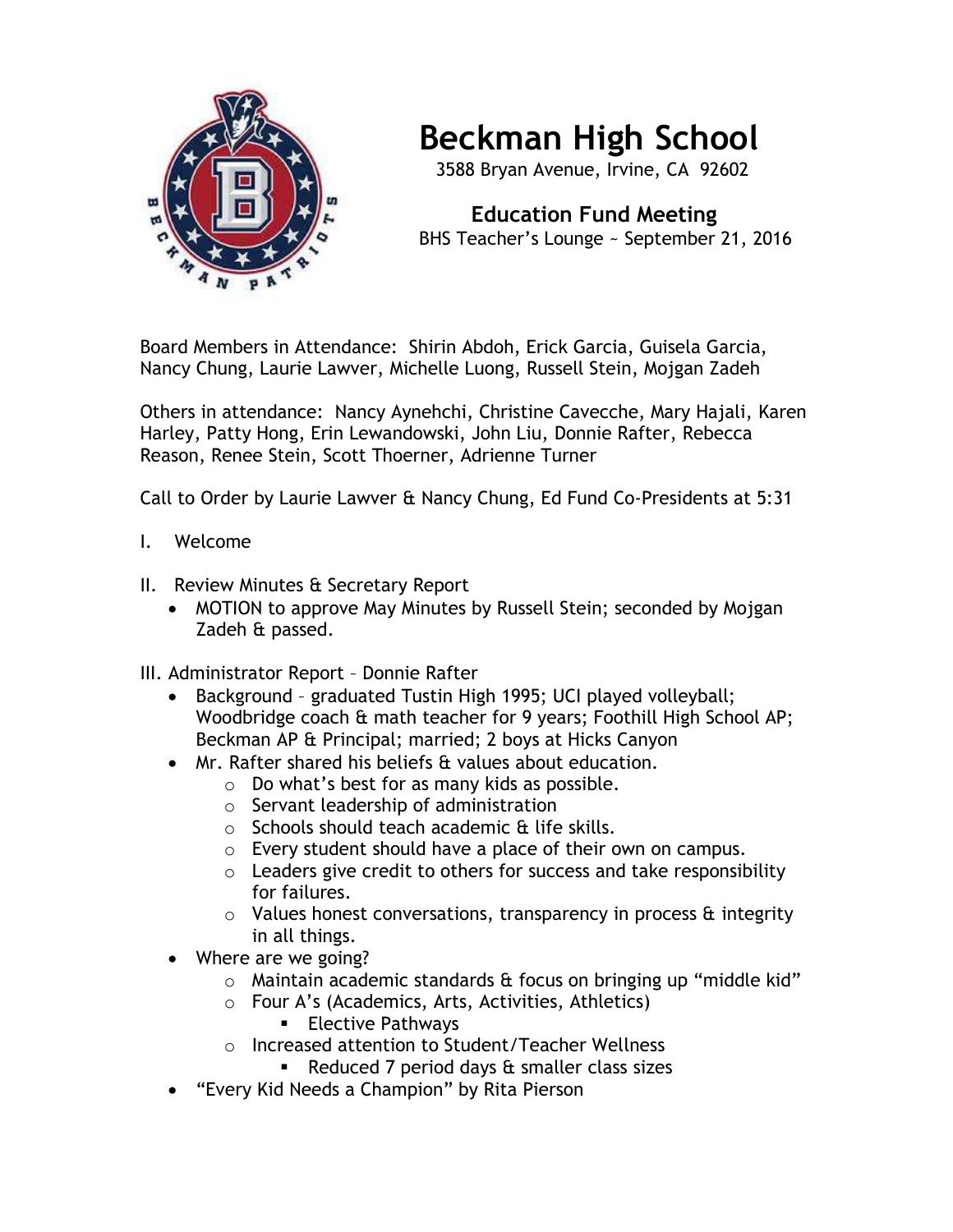# Beckman High School

3588 Bryan Avenue, Irvine, CA 92602

## Education Fund Meeting

BHS Teacher's Lounge ~ September 21, 2016

Board Members in Attendance: Shirin Abdoh, Erick Garcia, Guisela Garcia, Nancy Chung, Laurie Lawver, Michelle Luong, Russell Stein, Mojgan Zadeh

Others in attendance: Nancy Aynehchi, Christine Cavecche, Mary Hajali, Karen Harley, Patty Hong, Erin Lewandowski, John Liu, Donnie Rafter, Rebecca Reason, Renee Stein, Scott Thoerner, Adrienne Turner

Call to Order by Laurie Lawver & Nancy Chung, Ed Fund Co-Presidents at 5:31

I. Welcome

II. Review Minutes & Secretary Report
- MOTION to approve May Minutes by Russell Stein; seconded by Mojgan Zadeh & passed.

III. Administrator Report – Donnie Rafter
- Background – graduated Tustin High 1995; UCI played volleyball; Woodbridge coach & math teacher for 9 years; Foothill High School AP; Beckman AP & Principal; married; 2 boys at Hicks Canyon
- Mr. Rafter shared his beliefs & values about education.
  - Do what's best for as many kids as possible.
  - Servant leadership of administration
  - Schools should teach academic & life skills.
  - Every student should have a place of their own on campus.
  - Leaders give credit to others for success and take responsibility for failures.
  - Values honest conversations, transparency in process & integrity in all things.
- Where are we going?
  - Maintain academic standards & focus on bringing up "middle kid"
  - Four A's (Academics, Arts, Activities, Athletics)
    - Elective Pathways
  - Increased attention to Student/Teacher Wellness
    - Reduced 7 period days & smaller class sizes
- "Every Kid Needs a Champion" by Rita Pierson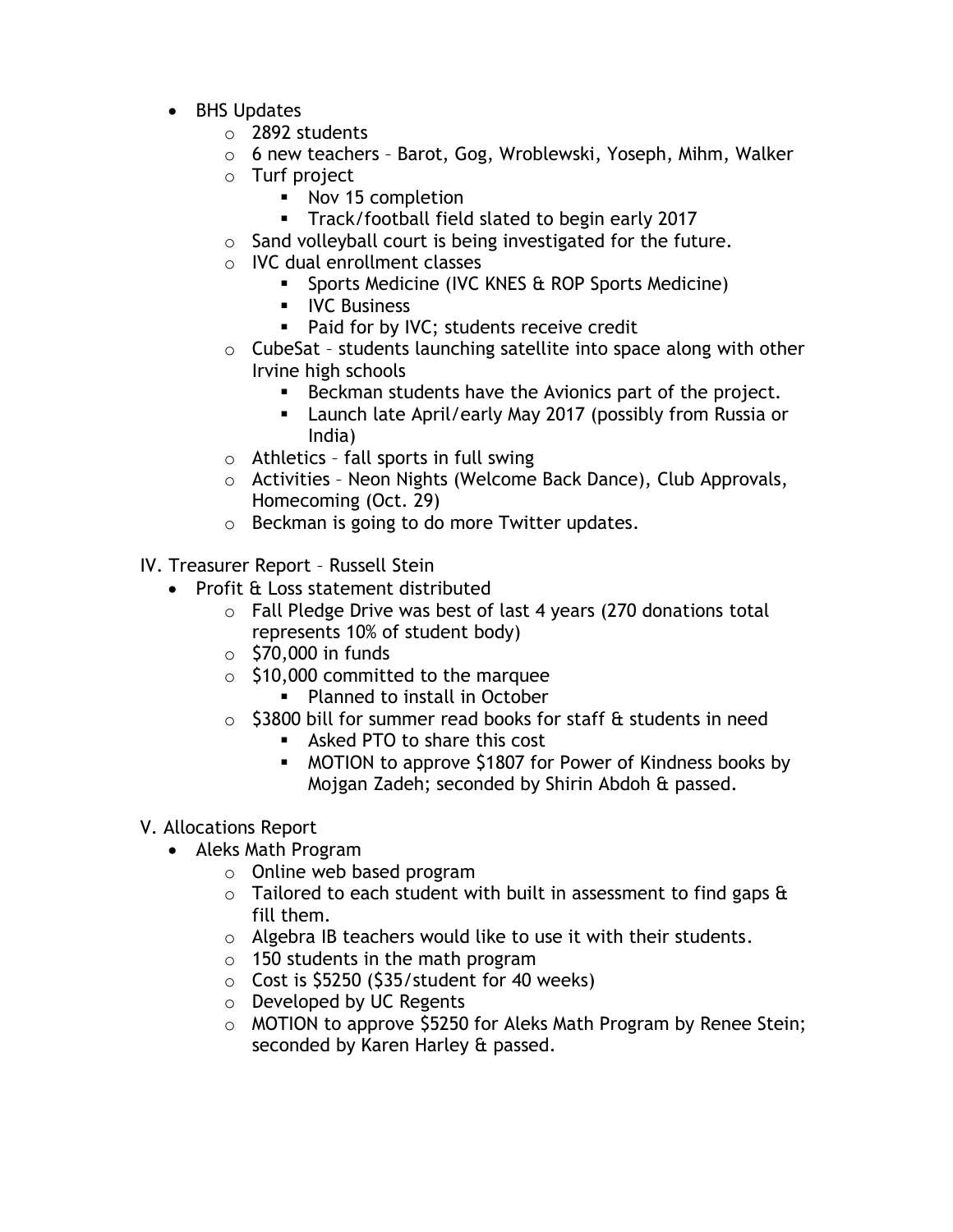- BHS Updates
  - 2892 students
  - 6 new teachers – Barot, Gog, Wroblewski, Yoseph, Mihm, Walker
  - Turf project
    - Nov 15 completion
    - Track/football field slated to begin early 2017
  - Sand volleyball court is being investigated for the future.
  - IVC dual enrollment classes
    - Sports Medicine (IVC KNES & ROP Sports Medicine)
    - IVC Business
    - Paid for by IVC; students receive credit
  - CubeSat – students launching satellite into space along with other Irvine high schools
    - Beckman students have the Avionics part of the project.
    - Launch late April/early May 2017 (possibly from Russia or India)
  - Athletics – fall sports in full swing
  - Activities – Neon Nights (Welcome Back Dance), Club Approvals, Homecoming (Oct. 29)
  - Beckman is going to do more Twitter updates.

IV. Treasurer Report – Russell Stein

- Profit & Loss statement distributed
  - Fall Pledge Drive was best of last 4 years (270 donations total represents 10% of student body)
  - $70,000 in funds
  - $10,000 committed to the marquee
    - Planned to install in October
  - $3800 bill for summer read books for staff & students in need
    - Asked PTO to share this cost
    - MOTION to approve $1807 for Power of Kindness books by Mojgan Zadeh; seconded by Shirin Abdoh & passed.

V. Allocations Report

- Aleks Math Program
  - Online web based program
  - Tailored to each student with built in assessment to find gaps & fill them.
  - Algebra IB teachers would like to use it with their students.
  - 150 students in the math program
  - Cost is $5250 ($35/student for 40 weeks)
  - Developed by UC Regents
  - MOTION to approve $5250 for Aleks Math Program by Renee Stein; seconded by Karen Harley & passed.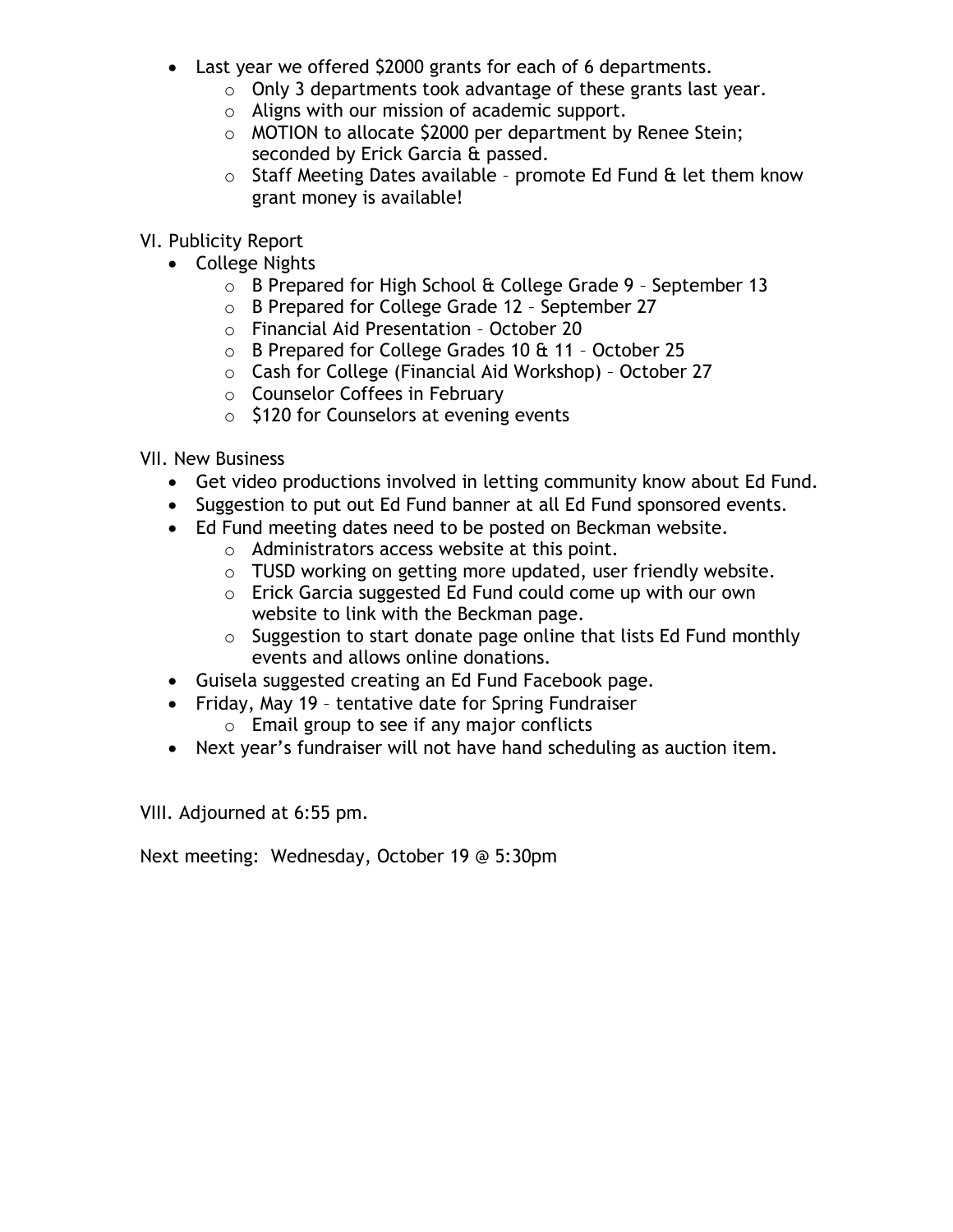- Last year we offered \$2000 grants for each of 6 departments.
  - Only 3 departments took advantage of these grants last year.
  - Aligns with our mission of academic support.
  - MOTION to allocate \$2000 per department by Renee Stein; seconded by Erick Garcia & passed.
  - Staff Meeting Dates available – promote Ed Fund & let them know grant money is available!

VI. Publicity Report

- College Nights
  - B Prepared for High School & College Grade 9 – September 13
  - B Prepared for College Grade 12 – September 27
  - Financial Aid Presentation – October 20
  - B Prepared for College Grades 10 & 11 – October 25
  - Cash for College (Financial Aid Workshop) – October 27
  - Counselor Coffees in February
  - \$120 for Counselors at evening events

VII. New Business

- Get video productions involved in letting community know about Ed Fund.
- Suggestion to put out Ed Fund banner at all Ed Fund sponsored events.
- Ed Fund meeting dates need to be posted on Beckman website.
  - Administrators access website at this point.
  - TUSD working on getting more updated, user friendly website.
  - Erick Garcia suggested Ed Fund could come up with our own website to link with the Beckman page.
  - Suggestion to start donate page online that lists Ed Fund monthly events and allows online donations.
- Guisela suggested creating an Ed Fund Facebook page.
- Friday, May 19 – tentative date for Spring Fundraiser
  - Email group to see if any major conflicts
- Next year's fundraiser will not have hand scheduling as auction item.

VIII. Adjourned at 6:55 pm.

Next meeting: Wednesday, October 19 @ 5:30pm